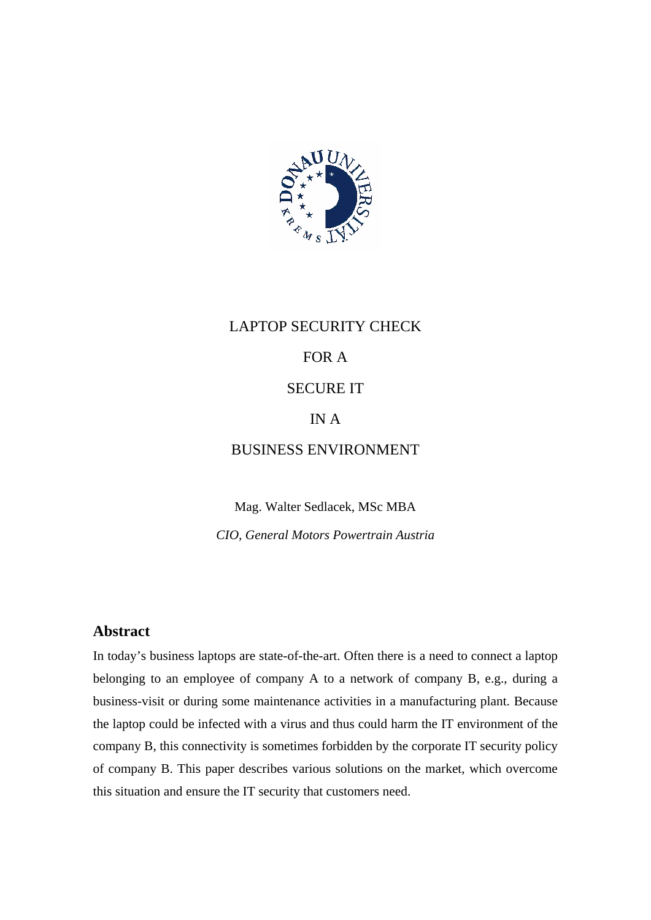# LAPTOP SECURITY CHECK

# FOR A

# SECURE IT

# IN A

# BUSINESS ENVIRONMENT

Mag. Walter Sedlacek, MSc MBA

*CIO, General Motors Powertrain Austria*

## Abstract

In today's business laptops are state-of-the-art. Often there is a need to connect a laptop belonging to an employee of company A to a network of company B, e.g., during a business-visit or during some maintenance activities in a manufacturing plant. Because the laptop could be infected with a virus and thus could harm the IT environment of the company B, this connectivity is sometimes forbidden by the corporate IT security policy of company B. This paper describes various solutions on the market, which overcome this situation and ensure the IT security that customers need.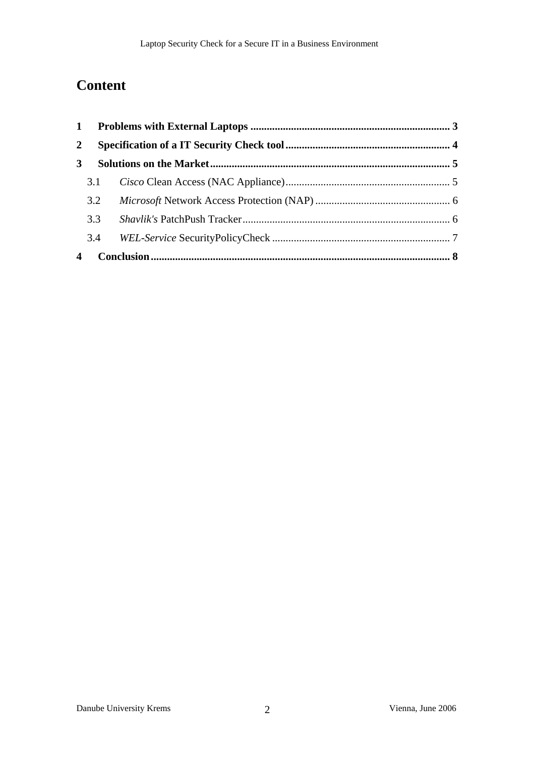# Content

**1 Problems with External Laptops ........................................................................ 3**

**2 Specification of a IT Security Check tool ............................................................ 4**

**3 Solutions on the Market ..................................................................................... 5**

3.1 *Cisco* Clean Access (NAC Appliance) ............................................................ 5

3.2 *Microsoft* Network Access Protection (NAP) ................................................. 6

3.3 *Shavlik's* PatchPush Tracker ............................................................................ 6

3.4 *WEL-Service* SecurityPolicyCheck ................................................................. 7

**4 Conclusion ............................................................................................................ 8**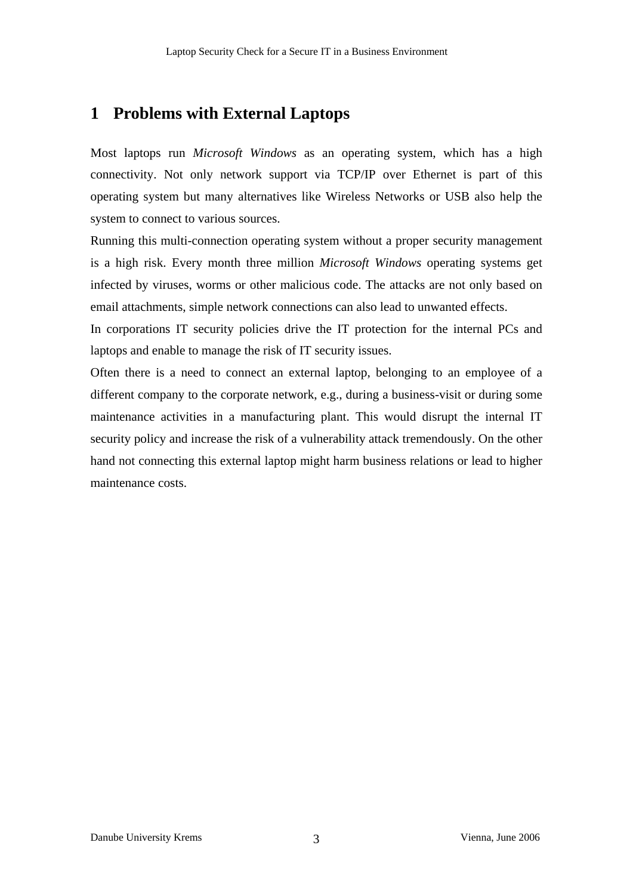# 1 Problems with External Laptops

Most laptops run *Microsoft Windows* as an operating system, which has a high connectivity. Not only network support via TCP/IP over Ethernet is part of this operating system but many alternatives like Wireless Networks or USB also help the system to connect to various sources.

Running this multi-connection operating system without a proper security management is a high risk. Every month three million *Microsoft Windows* operating systems get infected by viruses, worms or other malicious code. The attacks are not only based on email attachments, simple network connections can also lead to unwanted effects.

In corporations IT security policies drive the IT protection for the internal PCs and laptops and enable to manage the risk of IT security issues.

Often there is a need to connect an external laptop, belonging to an employee of a different company to the corporate network, e.g., during a business-visit or during some maintenance activities in a manufacturing plant. This would disrupt the internal IT security policy and increase the risk of a vulnerability attack tremendously. On the other hand not connecting this external laptop might harm business relations or lead to higher maintenance costs.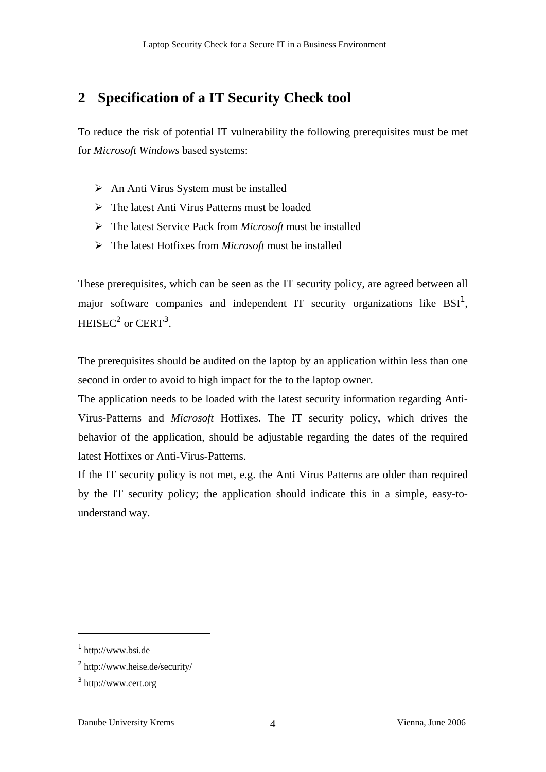# 2 Specification of a IT Security Check tool

To reduce the risk of potential IT vulnerability the following prerequisites must be met for *Microsoft Windows* based systems:

- An Anti Virus System must be installed
- The latest Anti Virus Patterns must be loaded
- The latest Service Pack from *Microsoft* must be installed
- The latest Hotfixes from *Microsoft* must be installed

These prerequisites, which can be seen as the IT security policy, are agreed between all major software companies and independent IT security organizations like BSI[1], HEISEC[2] or CERT[3].

The prerequisites should be audited on the laptop by an application within less than one second in order to avoid to high impact for the to the laptop owner.

The application needs to be loaded with the latest security information regarding Anti-Virus-Patterns and *Microsoft* Hotfixes. The IT security policy, which drives the behavior of the application, should be adjustable regarding the dates of the required latest Hotfixes or Anti-Virus-Patterns.

If the IT security policy is not met, e.g. the Anti Virus Patterns are older than required by the IT security policy; the application should indicate this in a simple, easy-to-understand way.

---

[1] http://www.bsi.de

[2] http://www.heise.de/security/

[3] http://www.cert.org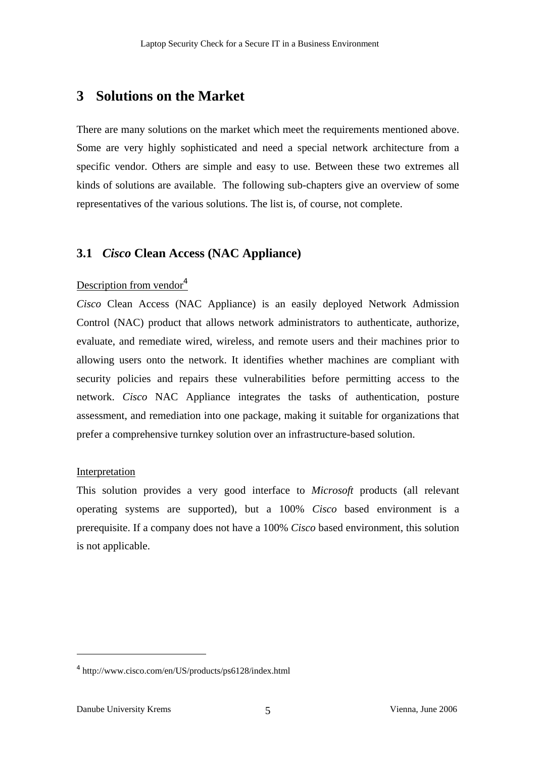# 3 Solutions on the Market

There are many solutions on the market which meet the requirements mentioned above. Some are very highly sophisticated and need a special network architecture from a specific vendor. Others are simple and easy to use. Between these two extremes all kinds of solutions are available. The following sub-chapters give an overview of some representatives of the various solutions. The list is, of course, not complete.

## 3.1 *Cisco* Clean Access (NAC Appliance)

Description from vendor[4]

*Cisco* Clean Access (NAC Appliance) is an easily deployed Network Admission Control (NAC) product that allows network administrators to authenticate, authorize, evaluate, and remediate wired, wireless, and remote users and their machines prior to allowing users onto the network. It identifies whether machines are compliant with security policies and repairs these vulnerabilities before permitting access to the network. *Cisco* NAC Appliance integrates the tasks of authentication, posture assessment, and remediation into one package, making it suitable for organizations that prefer a comprehensive turnkey solution over an infrastructure-based solution.

Interpretation

This solution provides a very good interface to *Microsoft* products (all relevant operating systems are supported), but a 100% *Cisco* based environment is a prerequisite. If a company does not have a 100% *Cisco* based environment, this solution is not applicable.

---

[4] http://www.cisco.com/en/US/products/ps6128/index.html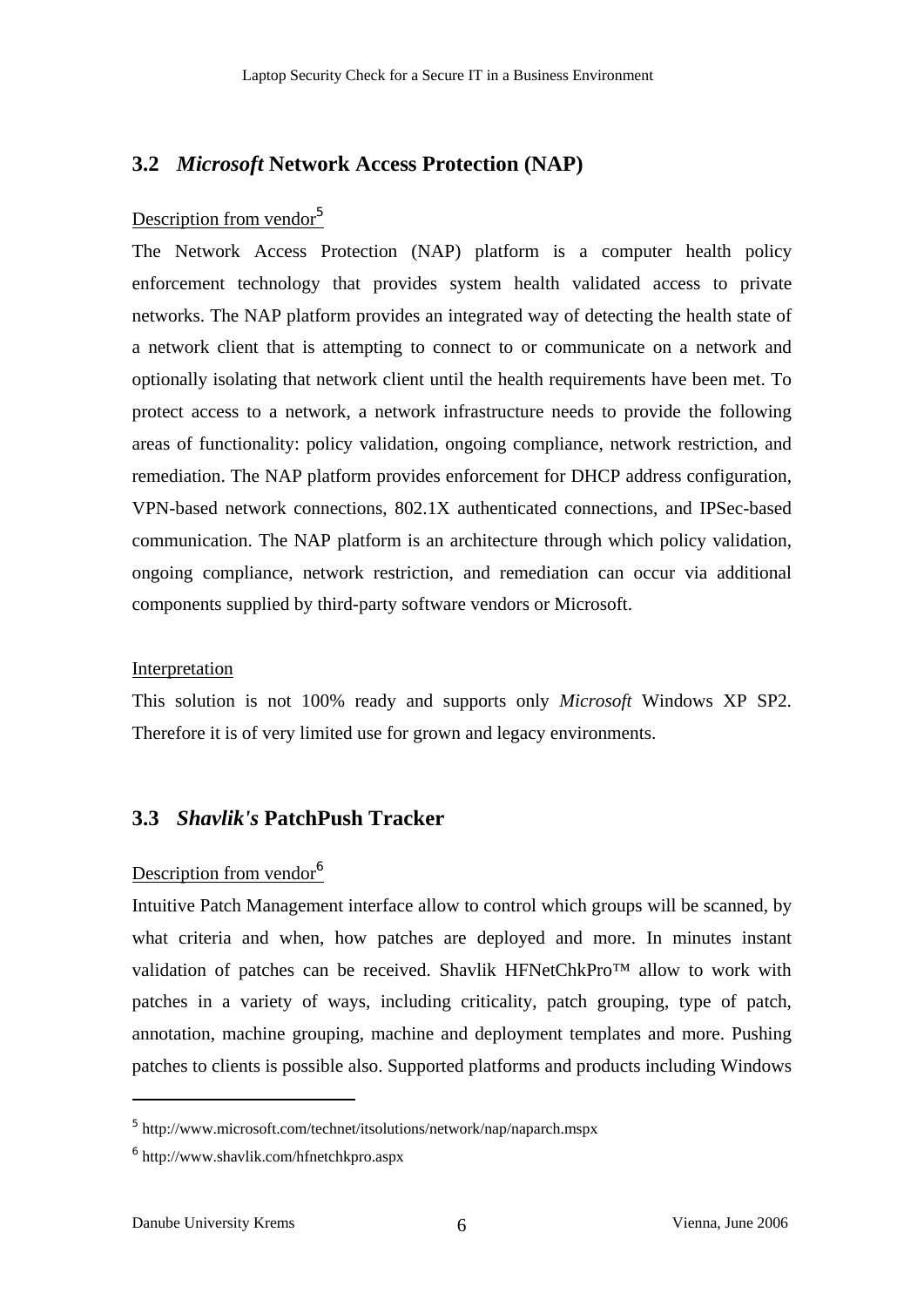## 3.2 *Microsoft* Network Access Protection (NAP)

Description from vendor[5]

The Network Access Protection (NAP) platform is a computer health policy enforcement technology that provides system health validated access to private networks. The NAP platform provides an integrated way of detecting the health state of a network client that is attempting to connect to or communicate on a network and optionally isolating that network client until the health requirements have been met. To protect access to a network, a network infrastructure needs to provide the following areas of functionality: policy validation, ongoing compliance, network restriction, and remediation. The NAP platform provides enforcement for DHCP address configuration, VPN-based network connections, 802.1X authenticated connections, and IPSec-based communication. The NAP platform is an architecture through which policy validation, ongoing compliance, network restriction, and remediation can occur via additional components supplied by third-party software vendors or Microsoft.

Interpretation

This solution is not 100% ready and supports only *Microsoft* Windows XP SP2. Therefore it is of very limited use for grown and legacy environments.

## 3.3 *Shavlik's* PatchPush Tracker

Description from vendor[6]

Intuitive Patch Management interface allow to control which groups will be scanned, by what criteria and when, how patches are deployed and more. In minutes instant validation of patches can be received. Shavlik HFNetChkPro™ allow to work with patches in a variety of ways, including criticality, patch grouping, type of patch, annotation, machine grouping, machine and deployment templates and more. Pushing patches to clients is possible also. Supported platforms and products including Windows

---

[5] http://www.microsoft.com/technet/itsolutions/network/nap/naparch.mspx

[6] http://www.shavlik.com/hfnetchkpro.aspx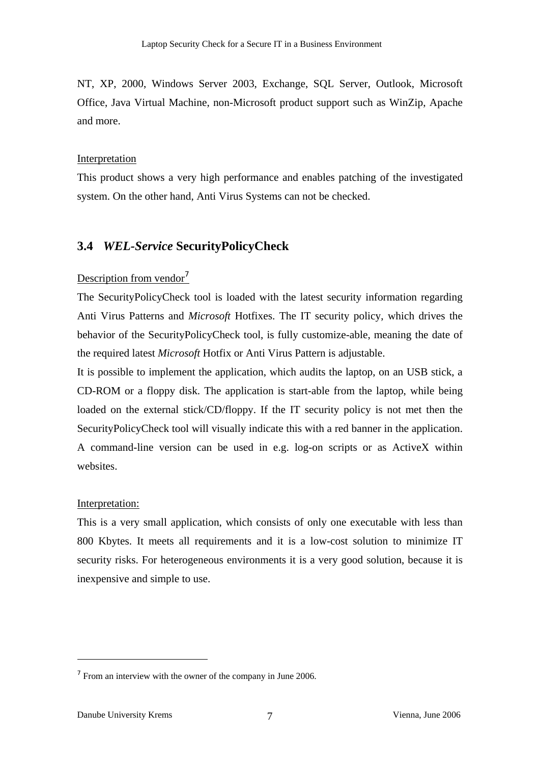NT, XP, 2000, Windows Server 2003, Exchange, SQL Server, Outlook, Microsoft Office, Java Virtual Machine, non-Microsoft product support such as WinZip, Apache and more.

Interpretation

This product shows a very high performance and enables patching of the investigated system. On the other hand, Anti Virus Systems can not be checked.

## 3.4 *WEL-Service* SecurityPolicyCheck

Description from vendor[7]

The SecurityPolicyCheck tool is loaded with the latest security information regarding Anti Virus Patterns and *Microsoft* Hotfixes. The IT security policy, which drives the behavior of the SecurityPolicyCheck tool, is fully customize-able, meaning the date of the required latest *Microsoft* Hotfix or Anti Virus Pattern is adjustable.

It is possible to implement the application, which audits the laptop, on an USB stick, a CD-ROM or a floppy disk. The application is start-able from the laptop, while being loaded on the external stick/CD/floppy. If the IT security policy is not met then the SecurityPolicyCheck tool will visually indicate this with a red banner in the application. A command-line version can be used in e.g. log-on scripts or as ActiveX within websites.

Interpretation:

This is a very small application, which consists of only one executable with less than 800 Kbytes. It meets all requirements and it is a low-cost solution to minimize IT security risks. For heterogeneous environments it is a very good solution, because it is inexpensive and simple to use.

[7] From an interview with the owner of the company in June 2006.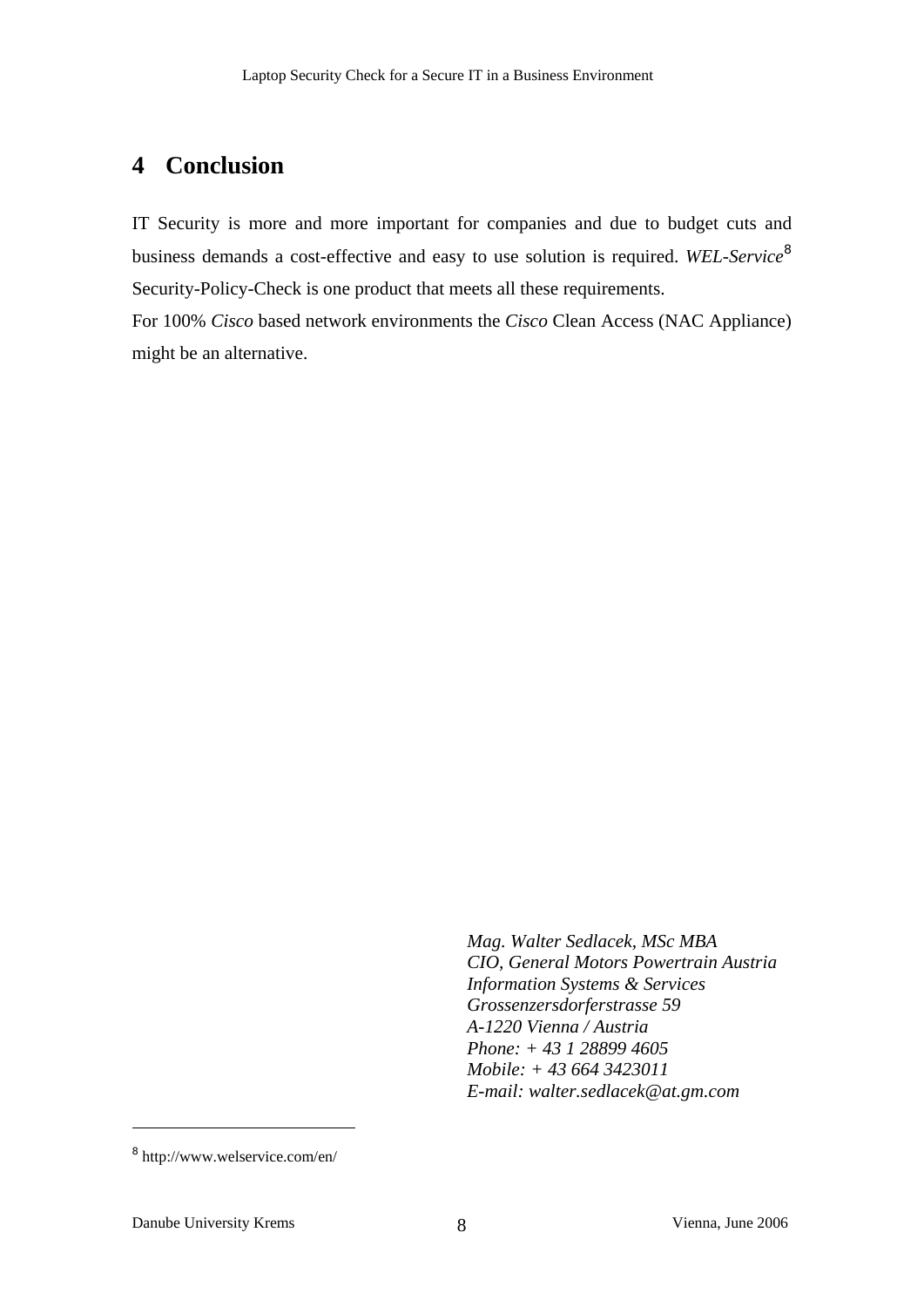# 4 Conclusion

IT Security is more and more important for companies and due to budget cuts and business demands a cost-effective and easy to use solution is required. *WEL-Service*[8] Security-Policy-Check is one product that meets all these requirements.

For 100% *Cisco* based network environments the *Cisco* Clean Access (NAC Appliance) might be an alternative.

*Mag. Walter Sedlacek, MSc MBA*
*CIO, General Motors Powertrain Austria*
*Information Systems & Services*
*Grossenzersdorferstrasse 59*
*A-1220 Vienna / Austria*
*Phone: + 43 1 28899 4605*
*Mobile: + 43 664 3423011*
*E-mail: walter.sedlacek@at.gm.com*

[8] http://www.welservice.com/en/